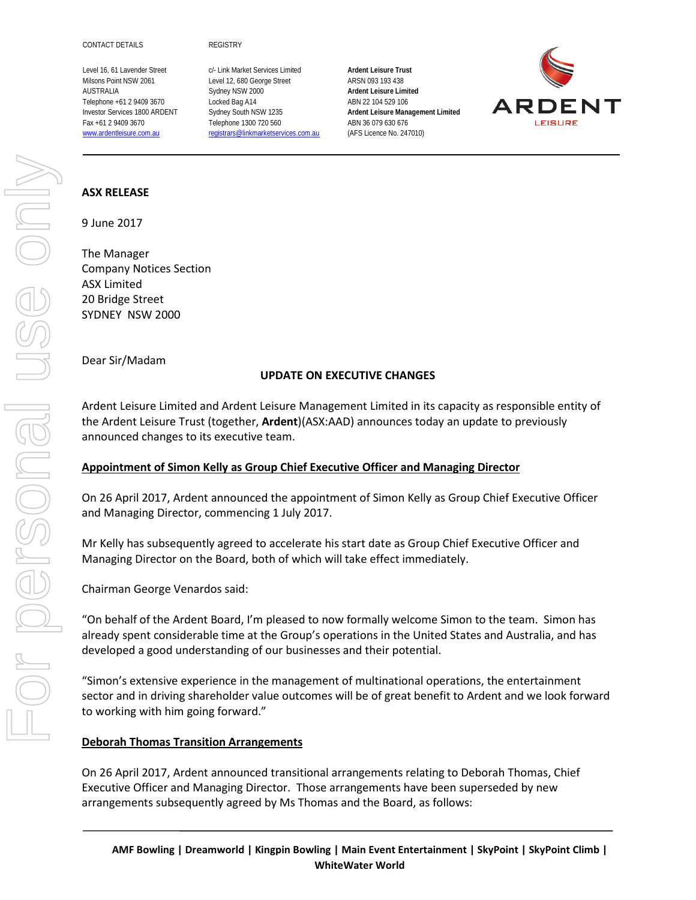CONTACT DETAILS

Level 16, 61 Lavender Street
Milsons Point NSW 2061
AUSTRALIA
Telephone +61 2 9409 3670
Investor Services 1800 ARDENT
Fax +61 2 9409 3670
www.ardentleisure.com.au

REGISTRY

c/- Link Market Services Limited
Level 12, 680 George Street
Sydney NSW 2000
Locked Bag A14
Sydney South NSW 1235
Telephone 1300 720 560
registrars@linkmarketservices.com.au

**Ardent Leisure Trust**
ARSN 093 193 438
**Ardent Leisure Limited**
ABN 22 104 529 106
**Ardent Leisure Management Limited**
ABN 36 079 630 676
(AFS Licence No. 247010)

**ASX RELEASE**

9 June 2017

The Manager
Company Notices Section
ASX Limited
20 Bridge Street
SYDNEY NSW 2000

Dear Sir/Madam

**UPDATE ON EXECUTIVE CHANGES**

Ardent Leisure Limited and Ardent Leisure Management Limited in its capacity as responsible entity of the Ardent Leisure Trust (together, **Ardent**)(ASX:AAD) announces today an update to previously announced changes to its executive team.

**Appointment of Simon Kelly as Group Chief Executive Officer and Managing Director**

On 26 April 2017, Ardent announced the appointment of Simon Kelly as Group Chief Executive Officer and Managing Director, commencing 1 July 2017.

Mr Kelly has subsequently agreed to accelerate his start date as Group Chief Executive Officer and Managing Director on the Board, both of which will take effect immediately.

Chairman George Venardos said:

"On behalf of the Ardent Board, I'm pleased to now formally welcome Simon to the team. Simon has already spent considerable time at the Group's operations in the United States and Australia, and has developed a good understanding of our businesses and their potential.

"Simon's extensive experience in the management of multinational operations, the entertainment sector and in driving shareholder value outcomes will be of great benefit to Ardent and we look forward to working with him going forward."

**Deborah Thomas Transition Arrangements**

On 26 April 2017, Ardent announced transitional arrangements relating to Deborah Thomas, Chief Executive Officer and Managing Director. Those arrangements have been superseded by new arrangements subsequently agreed by Ms Thomas and the Board, as follows: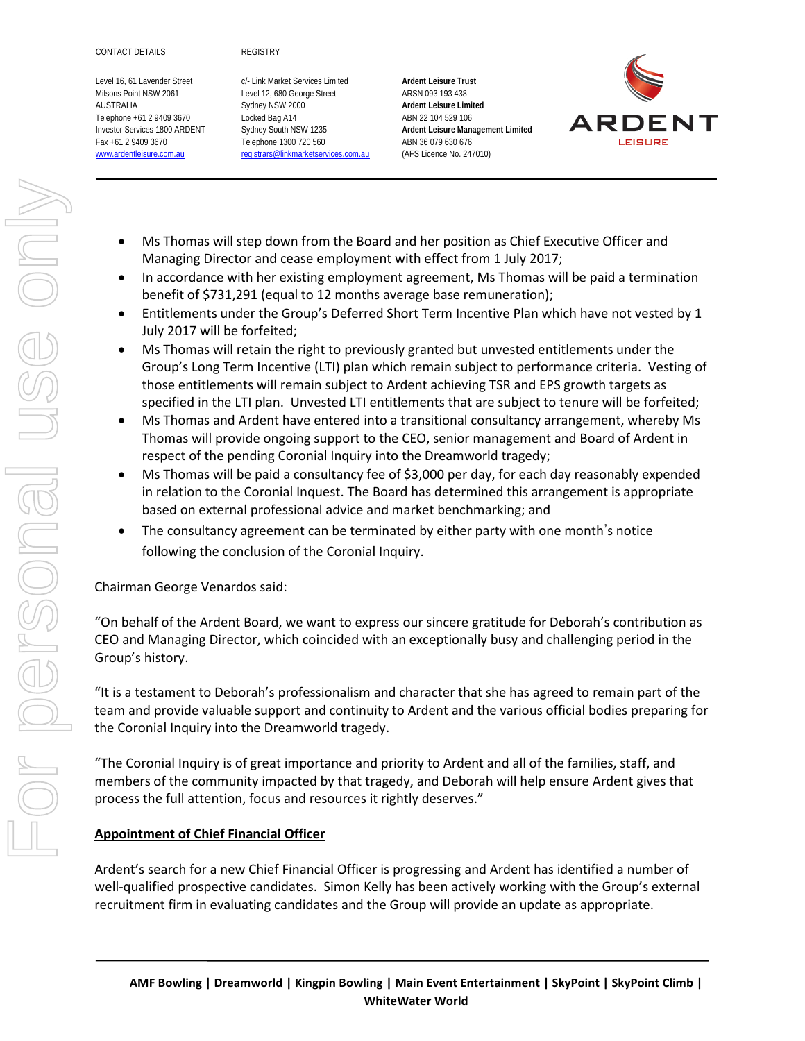- Ms Thomas will step down from the Board and her position as Chief Executive Officer and Managing Director and cease employment with effect from 1 July 2017;
- In accordance with her existing employment agreement, Ms Thomas will be paid a termination benefit of $731,291 (equal to 12 months average base remuneration);
- Entitlements under the Group's Deferred Short Term Incentive Plan which have not vested by 1 July 2017 will be forfeited;
- Ms Thomas will retain the right to previously granted but unvested entitlements under the Group's Long Term Incentive (LTI) plan which remain subject to performance criteria. Vesting of those entitlements will remain subject to Ardent achieving TSR and EPS growth targets as specified in the LTI plan. Unvested LTI entitlements that are subject to tenure will be forfeited;
- Ms Thomas and Ardent have entered into a transitional consultancy arrangement, whereby Ms Thomas will provide ongoing support to the CEO, senior management and Board of Ardent in respect of the pending Coronial Inquiry into the Dreamworld tragedy;
- Ms Thomas will be paid a consultancy fee of $3,000 per day, for each day reasonably expended in relation to the Coronial Inquest. The Board has determined this arrangement is appropriate based on external professional advice and market benchmarking; and
- The consultancy agreement can be terminated by either party with one month's notice following the conclusion of the Coronial Inquiry.

Chairman George Venardos said:

"On behalf of the Ardent Board, we want to express our sincere gratitude for Deborah's contribution as CEO and Managing Director, which coincided with an exceptionally busy and challenging period in the Group's history.

"It is a testament to Deborah's professionalism and character that she has agreed to remain part of the team and provide valuable support and continuity to Ardent and the various official bodies preparing for the Coronial Inquiry into the Dreamworld tragedy.

"The Coronial Inquiry is of great importance and priority to Ardent and all of the families, staff, and members of the community impacted by that tragedy, and Deborah will help ensure Ardent gives that process the full attention, focus and resources it rightly deserves."

**Appointment of Chief Financial Officer**

Ardent's search for a new Chief Financial Officer is progressing and Ardent has identified a number of well-qualified prospective candidates. Simon Kelly has been actively working with the Group's external recruitment firm in evaluating candidates and the Group will provide an update as appropriate.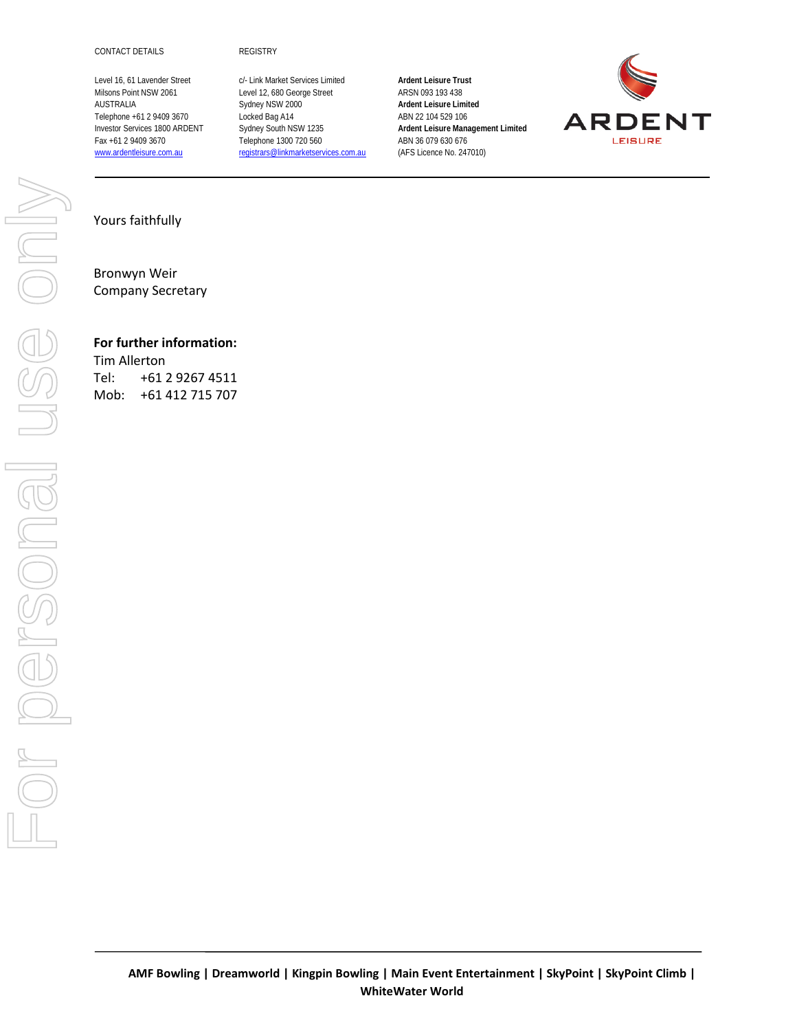CONTACT DETAILS

Level 16, 61 Lavender Street
Milsons Point NSW 2061
AUSTRALIA
Telephone +61 2 9409 3670
Investor Services 1800 ARDENT
Fax +61 2 9409 3670
www.ardentleisure.com.au

REGISTRY

c/- Link Market Services Limited
Level 12, 680 George Street
Sydney NSW 2000
Locked Bag A14
Sydney South NSW 1235
Telephone 1300 720 560
registrars@linkmarketservices.com.au

**Ardent Leisure Trust**
ARSN 093 193 438
**Ardent Leisure Limited**
ABN 22 104 529 106
**Ardent Leisure Management Limited**
ABN 36 079 630 676
(AFS Licence No. 247010)

ARDENT LEISURE

Yours faithfully

Bronwyn Weir
Company Secretary

**For further information:**
Tim Allerton
Tel: +61 2 9267 4511
Mob: +61 412 715 707

**AMF Bowling | Dreamworld | Kingpin Bowling | Main Event Entertainment | SkyPoint | SkyPoint Climb | WhiteWater World**